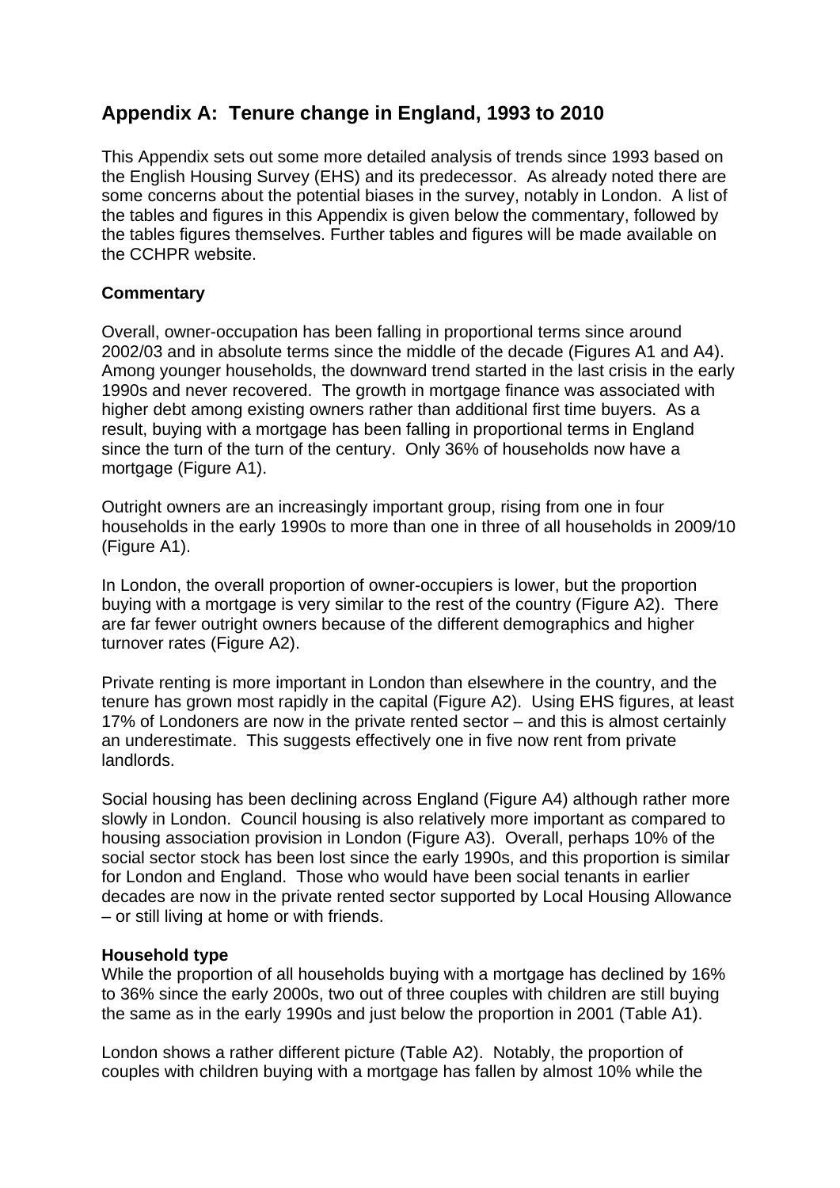## Appendix A: Tenure change in England, 1993 to 2010

This Appendix sets out some more detailed analysis of trends since 1993 based on the English Housing Survey (EHS) and its predecessor. As already noted there are some concerns about the potential biases in the survey, notably in London. A list of the tables and figures in this Appendix is given below the commentary, followed by the tables figures themselves. Further tables and figures will be made available on the CCHPR website.

### Commentary

Overall, owner-occupation has been falling in proportional terms since around 2002/03 and in absolute terms since the middle of the decade (Figures A1 and A4). Among younger households, the downward trend started in the last crisis in the early 1990s and never recovered. The growth in mortgage finance was associated with higher debt among existing owners rather than additional first time buyers. As a result, buying with a mortgage has been falling in proportional terms in England since the turn of the turn of the century. Only 36% of households now have a mortgage (Figure A1).

Outright owners are an increasingly important group, rising from one in four households in the early 1990s to more than one in three of all households in 2009/10 (Figure A1).

In London, the overall proportion of owner-occupiers is lower, but the proportion buying with a mortgage is very similar to the rest of the country (Figure A2). There are far fewer outright owners because of the different demographics and higher turnover rates (Figure A2).

Private renting is more important in London than elsewhere in the country, and the tenure has grown most rapidly in the capital (Figure A2). Using EHS figures, at least 17% of Londoners are now in the private rented sector – and this is almost certainly an underestimate. This suggests effectively one in five now rent from private landlords.

Social housing has been declining across England (Figure A4) although rather more slowly in London. Council housing is also relatively more important as compared to housing association provision in London (Figure A3). Overall, perhaps 10% of the social sector stock has been lost since the early 1990s, and this proportion is similar for London and England. Those who would have been social tenants in earlier decades are now in the private rented sector supported by Local Housing Allowance – or still living at home or with friends.

### Household type

While the proportion of all households buying with a mortgage has declined by 16% to 36% since the early 2000s, two out of three couples with children are still buying the same as in the early 1990s and just below the proportion in 2001 (Table A1).

London shows a rather different picture (Table A2). Notably, the proportion of couples with children buying with a mortgage has fallen by almost 10% while the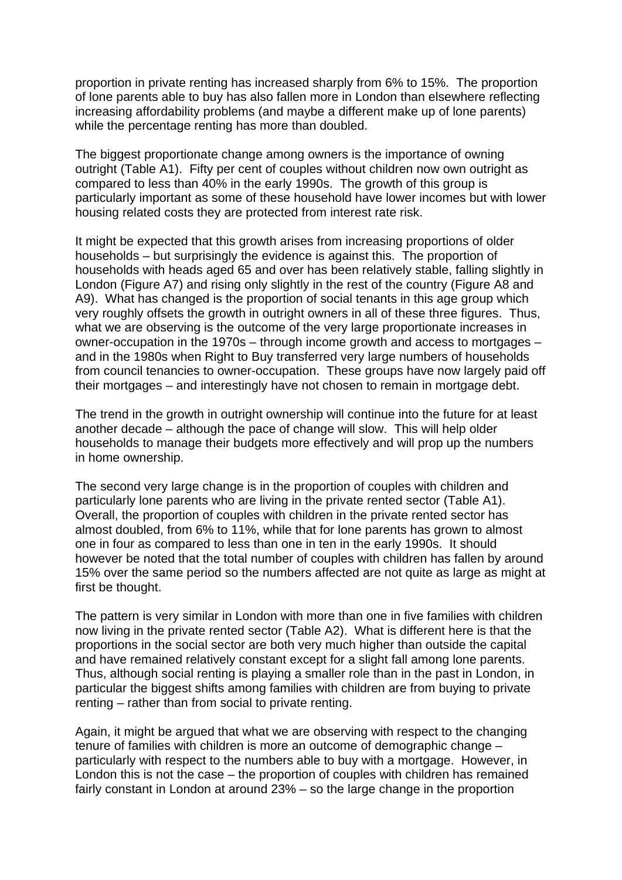proportion in private renting has increased sharply from 6% to 15%. The proportion of lone parents able to buy has also fallen more in London than elsewhere reflecting increasing affordability problems (and maybe a different make up of lone parents) while the percentage renting has more than doubled.

The biggest proportionate change among owners is the importance of owning outright (Table A1). Fifty per cent of couples without children now own outright as compared to less than 40% in the early 1990s. The growth of this group is particularly important as some of these household have lower incomes but with lower housing related costs they are protected from interest rate risk.

It might be expected that this growth arises from increasing proportions of older households – but surprisingly the evidence is against this. The proportion of households with heads aged 65 and over has been relatively stable, falling slightly in London (Figure A7) and rising only slightly in the rest of the country (Figure A8 and A9). What has changed is the proportion of social tenants in this age group which very roughly offsets the growth in outright owners in all of these three figures. Thus, what we are observing is the outcome of the very large proportionate increases in owner-occupation in the 1970s – through income growth and access to mortgages – and in the 1980s when Right to Buy transferred very large numbers of households from council tenancies to owner-occupation. These groups have now largely paid off their mortgages – and interestingly have not chosen to remain in mortgage debt.

The trend in the growth in outright ownership will continue into the future for at least another decade – although the pace of change will slow. This will help older households to manage their budgets more effectively and will prop up the numbers in home ownership.

The second very large change is in the proportion of couples with children and particularly lone parents who are living in the private rented sector (Table A1). Overall, the proportion of couples with children in the private rented sector has almost doubled, from 6% to 11%, while that for lone parents has grown to almost one in four as compared to less than one in ten in the early 1990s. It should however be noted that the total number of couples with children has fallen by around 15% over the same period so the numbers affected are not quite as large as might at first be thought.

The pattern is very similar in London with more than one in five families with children now living in the private rented sector (Table A2). What is different here is that the proportions in the social sector are both very much higher than outside the capital and have remained relatively constant except for a slight fall among lone parents. Thus, although social renting is playing a smaller role than in the past in London, in particular the biggest shifts among families with children are from buying to private renting – rather than from social to private renting.

Again, it might be argued that what we are observing with respect to the changing tenure of families with children is more an outcome of demographic change – particularly with respect to the numbers able to buy with a mortgage. However, in London this is not the case – the proportion of couples with children has remained fairly constant in London at around 23% – so the large change in the proportion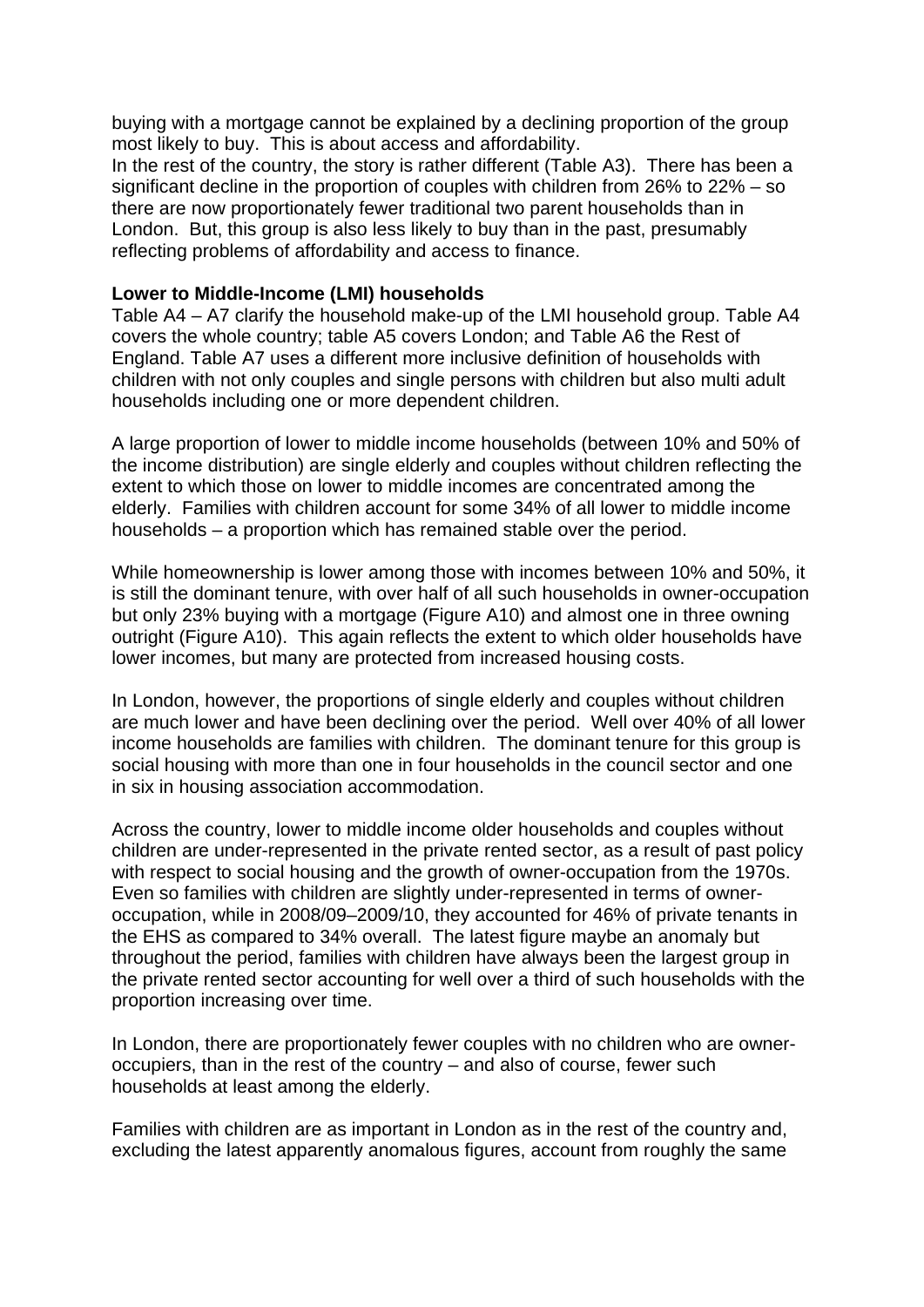buying with a mortgage cannot be explained by a declining proportion of the group most likely to buy. This is about access and affordability.
In the rest of the country, the story is rather different (Table A3). There has been a significant decline in the proportion of couples with children from 26% to 22% – so there are now proportionately fewer traditional two parent households than in London. But, this group is also less likely to buy than in the past, presumably reflecting problems of affordability and access to finance.

**Lower to Middle-Income (LMI) households**

Table A4 – A7 clarify the household make-up of the LMI household group. Table A4 covers the whole country; table A5 covers London; and Table A6 the Rest of England. Table A7 uses a different more inclusive definition of households with children with not only couples and single persons with children but also multi adult households including one or more dependent children.

A large proportion of lower to middle income households (between 10% and 50% of the income distribution) are single elderly and couples without children reflecting the extent to which those on lower to middle incomes are concentrated among the elderly. Families with children account for some 34% of all lower to middle income households – a proportion which has remained stable over the period.

While homeownership is lower among those with incomes between 10% and 50%, it is still the dominant tenure, with over half of all such households in owner-occupation but only 23% buying with a mortgage (Figure A10) and almost one in three owning outright (Figure A10). This again reflects the extent to which older households have lower incomes, but many are protected from increased housing costs.

In London, however, the proportions of single elderly and couples without children are much lower and have been declining over the period. Well over 40% of all lower income households are families with children. The dominant tenure for this group is social housing with more than one in four households in the council sector and one in six in housing association accommodation.

Across the country, lower to middle income older households and couples without children are under-represented in the private rented sector, as a result of past policy with respect to social housing and the growth of owner-occupation from the 1970s. Even so families with children are slightly under-represented in terms of owner-occupation, while in 2008/09–2009/10, they accounted for 46% of private tenants in the EHS as compared to 34% overall. The latest figure maybe an anomaly but throughout the period, families with children have always been the largest group in the private rented sector accounting for well over a third of such households with the proportion increasing over time.

In London, there are proportionately fewer couples with no children who are owner-occupiers, than in the rest of the country – and also of course, fewer such households at least among the elderly.

Families with children are as important in London as in the rest of the country and, excluding the latest apparently anomalous figures, account from roughly the same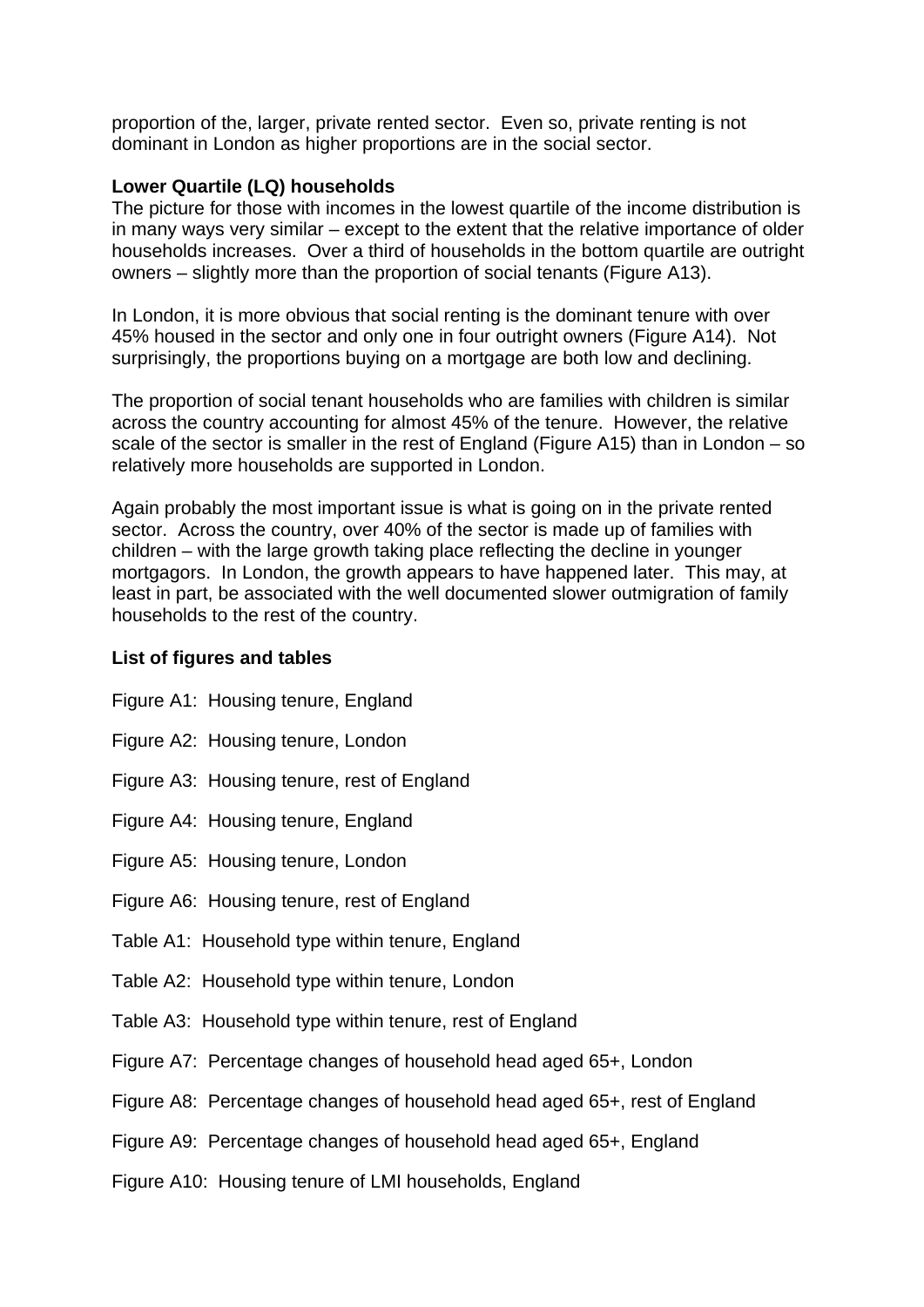proportion of the, larger, private rented sector. Even so, private renting is not dominant in London as higher proportions are in the social sector.

**Lower Quartile (LQ) households**

The picture for those with incomes in the lowest quartile of the income distribution is in many ways very similar – except to the extent that the relative importance of older households increases. Over a third of households in the bottom quartile are outright owners – slightly more than the proportion of social tenants (Figure A13).

In London, it is more obvious that social renting is the dominant tenure with over 45% housed in the sector and only one in four outright owners (Figure A14). Not surprisingly, the proportions buying on a mortgage are both low and declining.

The proportion of social tenant households who are families with children is similar across the country accounting for almost 45% of the tenure. However, the relative scale of the sector is smaller in the rest of England (Figure A15) than in London – so relatively more households are supported in London.

Again probably the most important issue is what is going on in the private rented sector. Across the country, over 40% of the sector is made up of families with children – with the large growth taking place reflecting the decline in younger mortgagors. In London, the growth appears to have happened later. This may, at least in part, be associated with the well documented slower outmigration of family households to the rest of the country.

**List of figures and tables**

Figure A1: Housing tenure, England

Figure A2: Housing tenure, London

Figure A3: Housing tenure, rest of England

Figure A4: Housing tenure, England

Figure A5: Housing tenure, London

Figure A6: Housing tenure, rest of England

Table A1: Household type within tenure, England

Table A2: Household type within tenure, London

Table A3: Household type within tenure, rest of England

Figure A7: Percentage changes of household head aged 65+, London

Figure A8: Percentage changes of household head aged 65+, rest of England

Figure A9: Percentage changes of household head aged 65+, England

Figure A10: Housing tenure of LMI households, England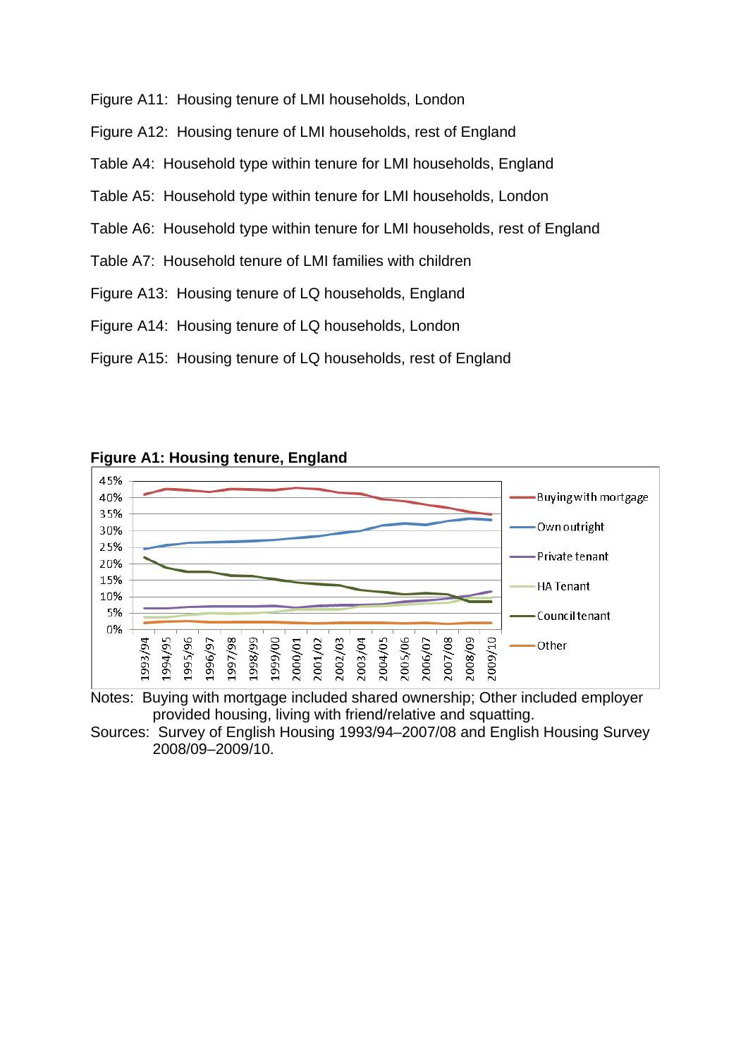Figure A11: Housing tenure of LMI households, London

Figure A12: Housing tenure of LMI households, rest of England

Table A4: Household type within tenure for LMI households, England

Table A5: Household type within tenure for LMI households, London

Table A6: Household type within tenure for LMI households, rest of England

Table A7: Household tenure of LMI families with children

Figure A13: Housing tenure of LQ households, England

Figure A14: Housing tenure of LQ households, London

Figure A15: Housing tenure of LQ households, rest of England

**Figure A1: Housing tenure, England**

Notes: Buying with mortgage included shared ownership; Other included employer provided housing, living with friend/relative and squatting.

Sources: Survey of English Housing 1993/94–2007/08 and English Housing Survey 2008/09–2009/10.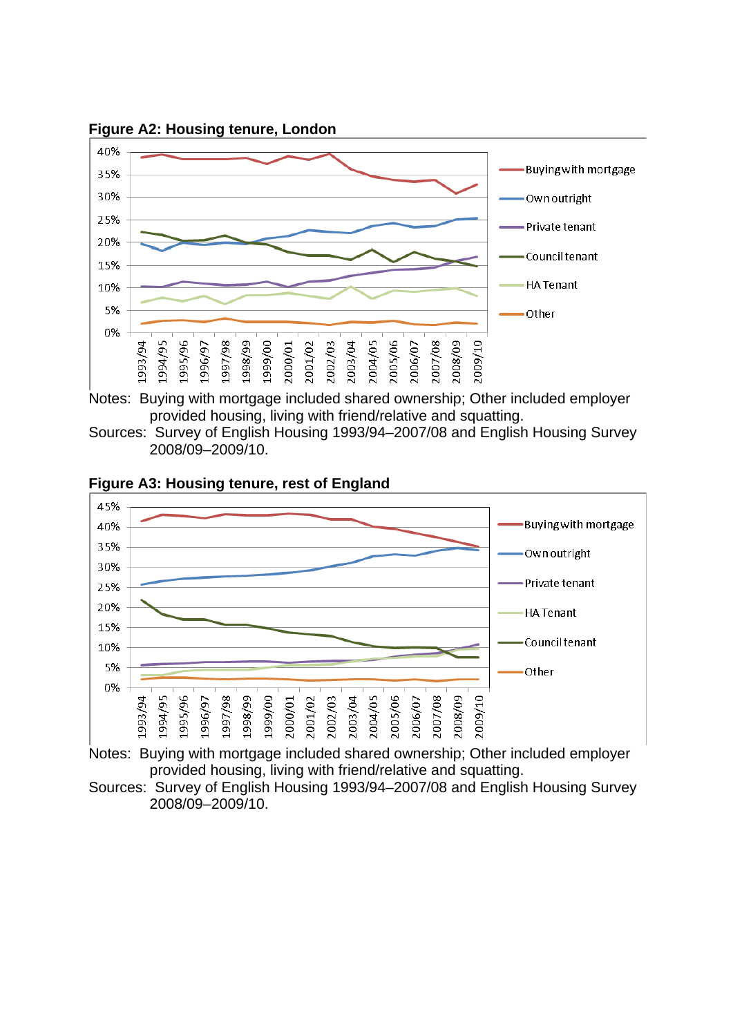**Figure A2: Housing tenure, London**

Notes: Buying with mortgage included shared ownership; Other included employer provided housing, living with friend/relative and squatting.

Sources: Survey of English Housing 1993/94–2007/08 and English Housing Survey 2008/09–2009/10.

**Figure A3: Housing tenure, rest of England**

Notes: Buying with mortgage included shared ownership; Other included employer provided housing, living with friend/relative and squatting.

Sources: Survey of English Housing 1993/94–2007/08 and English Housing Survey 2008/09–2009/10.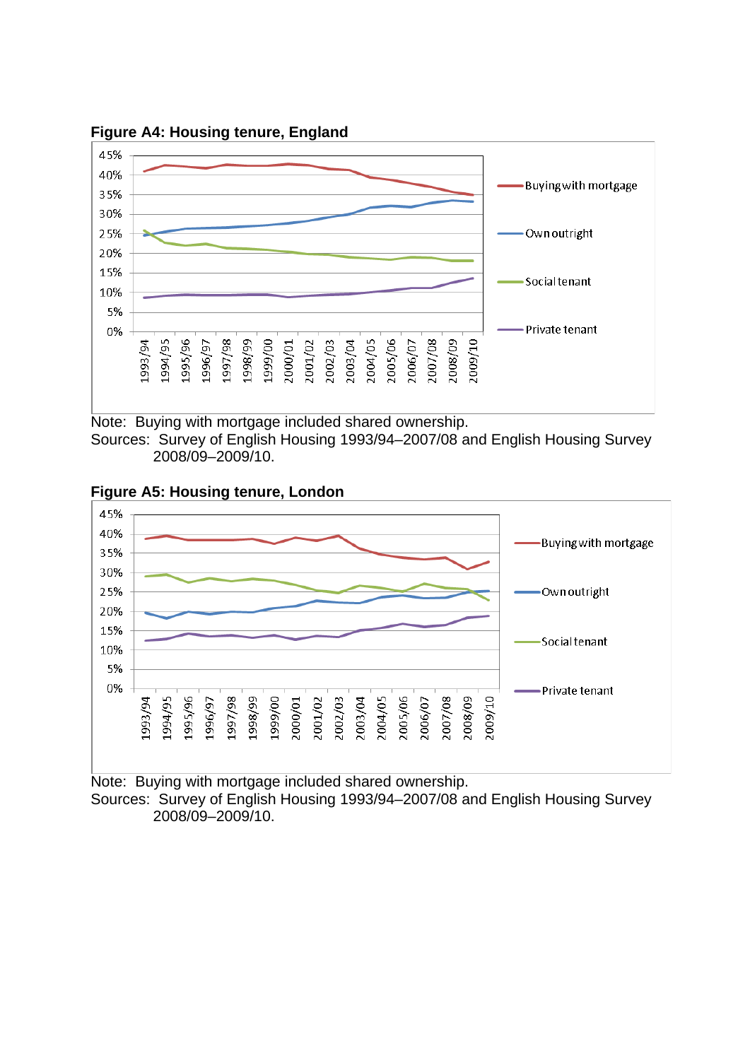**Figure A4: Housing tenure, England**

Note: Buying with mortgage included shared ownership.
Sources: Survey of English Housing 1993/94–2007/08 and English Housing Survey 2008/09–2009/10.

**Figure A5: Housing tenure, London**

Note: Buying with mortgage included shared ownership.
Sources: Survey of English Housing 1993/94–2007/08 and English Housing Survey 2008/09–2009/10.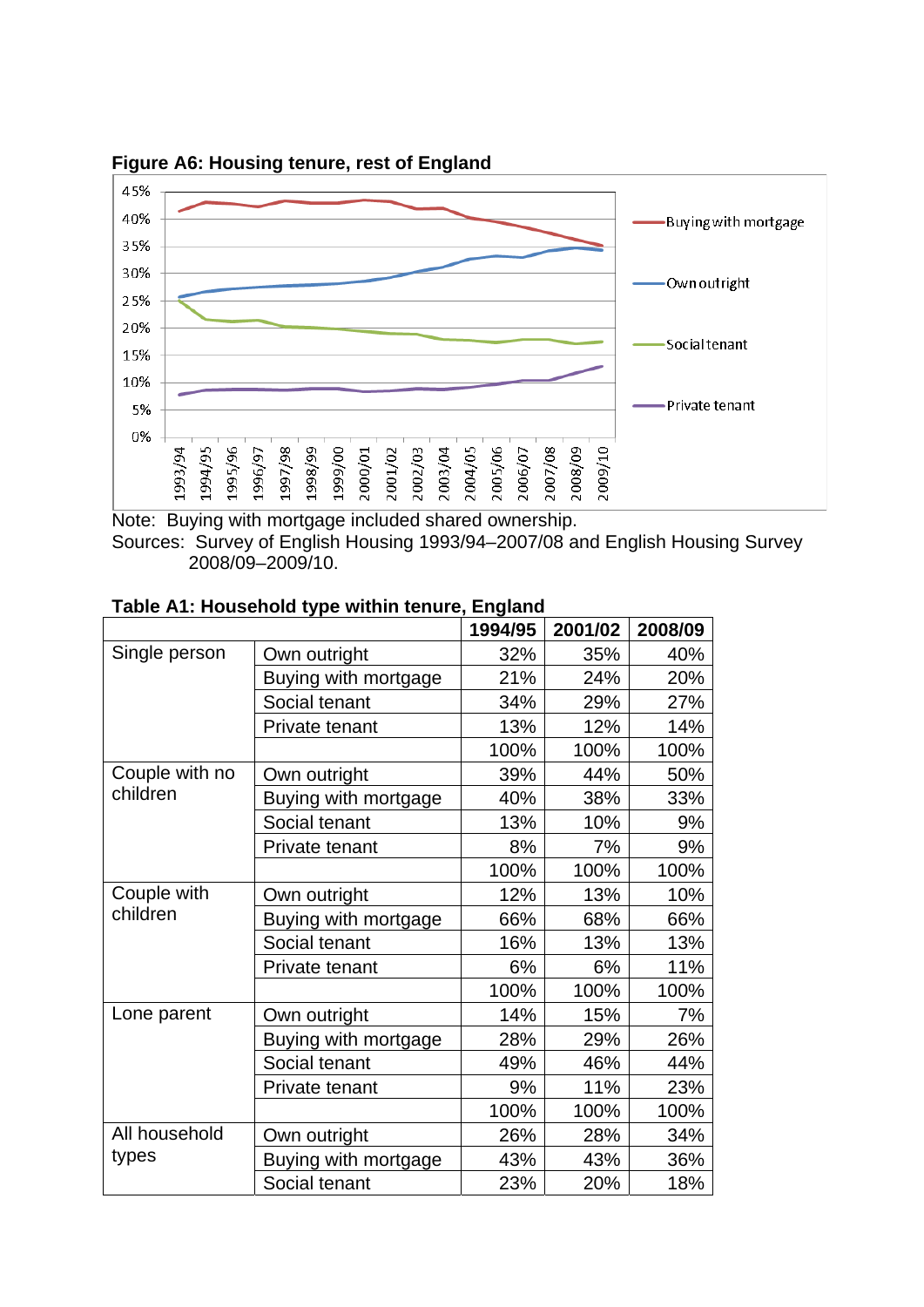**Figure A6: Housing tenure, rest of England**

Note: Buying with mortgage included shared ownership.
Sources: Survey of English Housing 1993/94–2007/08 and English Housing Survey 2008/09–2009/10.

**Table A1: Household type within tenure, England**

| | | 1994/95 | 2001/02 | 2008/09 |
|---|---|---|---|---|
| Single person | Own outright | 32% | 35% | 40% |
| | Buying with mortgage | 21% | 24% | 20% |
| | Social tenant | 34% | 29% | 27% |
| | Private tenant | 13% | 12% | 14% |
| | | 100% | 100% | 100% |
| Couple with no children | Own outright | 39% | 44% | 50% |
| | Buying with mortgage | 40% | 38% | 33% |
| | Social tenant | 13% | 10% | 9% |
| | Private tenant | 8% | 7% | 9% |
| | | 100% | 100% | 100% |
| Couple with children | Own outright | 12% | 13% | 10% |
| | Buying with mortgage | 66% | 68% | 66% |
| | Social tenant | 16% | 13% | 13% |
| | Private tenant | 6% | 6% | 11% |
| | | 100% | 100% | 100% |
| Lone parent | Own outright | 14% | 15% | 7% |
| | Buying with mortgage | 28% | 29% | 26% |
| | Social tenant | 49% | 46% | 44% |
| | Private tenant | 9% | 11% | 23% |
| | | 100% | 100% | 100% |
| All household types | Own outright | 26% | 28% | 34% |
| | Buying with mortgage | 43% | 43% | 36% |
| | Social tenant | 23% | 20% | 18% |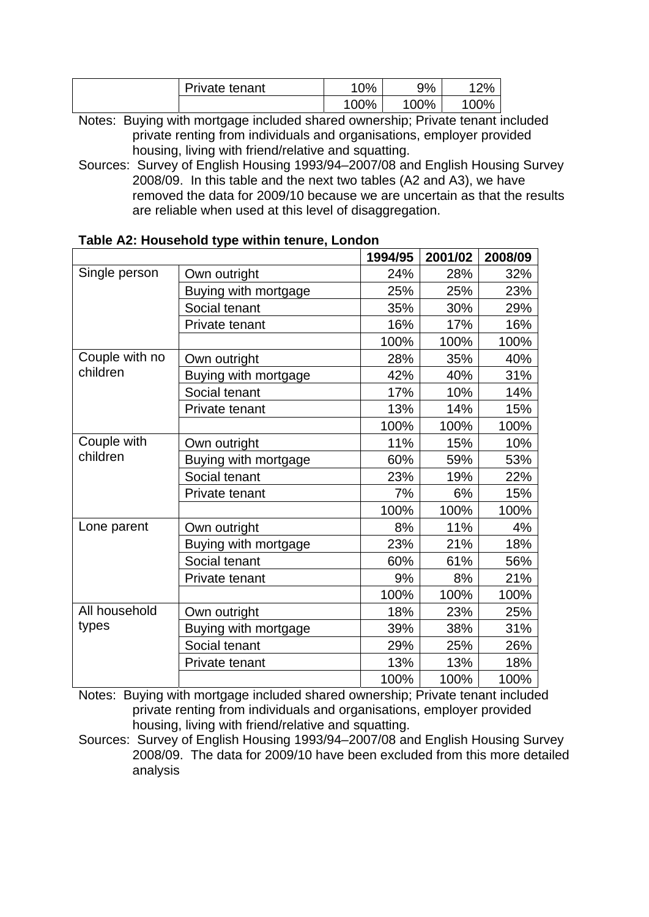| | | | | |
|---|---|---|---|---|
| | Private tenant | 10% | 9% | 12% |
| | | 100% | 100% | 100% |

Notes: Buying with mortgage included shared ownership; Private tenant included private renting from individuals and organisations, employer provided housing, living with friend/relative and squatting.

Sources: Survey of English Housing 1993/94–2007/08 and English Housing Survey 2008/09. In this table and the next two tables (A2 and A3), we have removed the data for 2009/10 because we are uncertain as that the results are reliable when used at this level of disaggregation.

**Table A2: Household type within tenure, London**

| | | 1994/95 | 2001/02 | 2008/09 |
|---|---|---|---|---|
| Single person | Own outright | 24% | 28% | 32% |
| | Buying with mortgage | 25% | 25% | 23% |
| | Social tenant | 35% | 30% | 29% |
| | Private tenant | 16% | 17% | 16% |
| | | 100% | 100% | 100% |
| Couple with no children | Own outright | 28% | 35% | 40% |
| | Buying with mortgage | 42% | 40% | 31% |
| | Social tenant | 17% | 10% | 14% |
| | Private tenant | 13% | 14% | 15% |
| | | 100% | 100% | 100% |
| Couple with children | Own outright | 11% | 15% | 10% |
| | Buying with mortgage | 60% | 59% | 53% |
| | Social tenant | 23% | 19% | 22% |
| | Private tenant | 7% | 6% | 15% |
| | | 100% | 100% | 100% |
| Lone parent | Own outright | 8% | 11% | 4% |
| | Buying with mortgage | 23% | 21% | 18% |
| | Social tenant | 60% | 61% | 56% |
| | Private tenant | 9% | 8% | 21% |
| | | 100% | 100% | 100% |
| All household types | Own outright | 18% | 23% | 25% |
| | Buying with mortgage | 39% | 38% | 31% |
| | Social tenant | 29% | 25% | 26% |
| | Private tenant | 13% | 13% | 18% |
| | | 100% | 100% | 100% |

Notes: Buying with mortgage included shared ownership; Private tenant included private renting from individuals and organisations, employer provided housing, living with friend/relative and squatting.

Sources: Survey of English Housing 1993/94–2007/08 and English Housing Survey 2008/09. The data for 2009/10 have been excluded from this more detailed analysis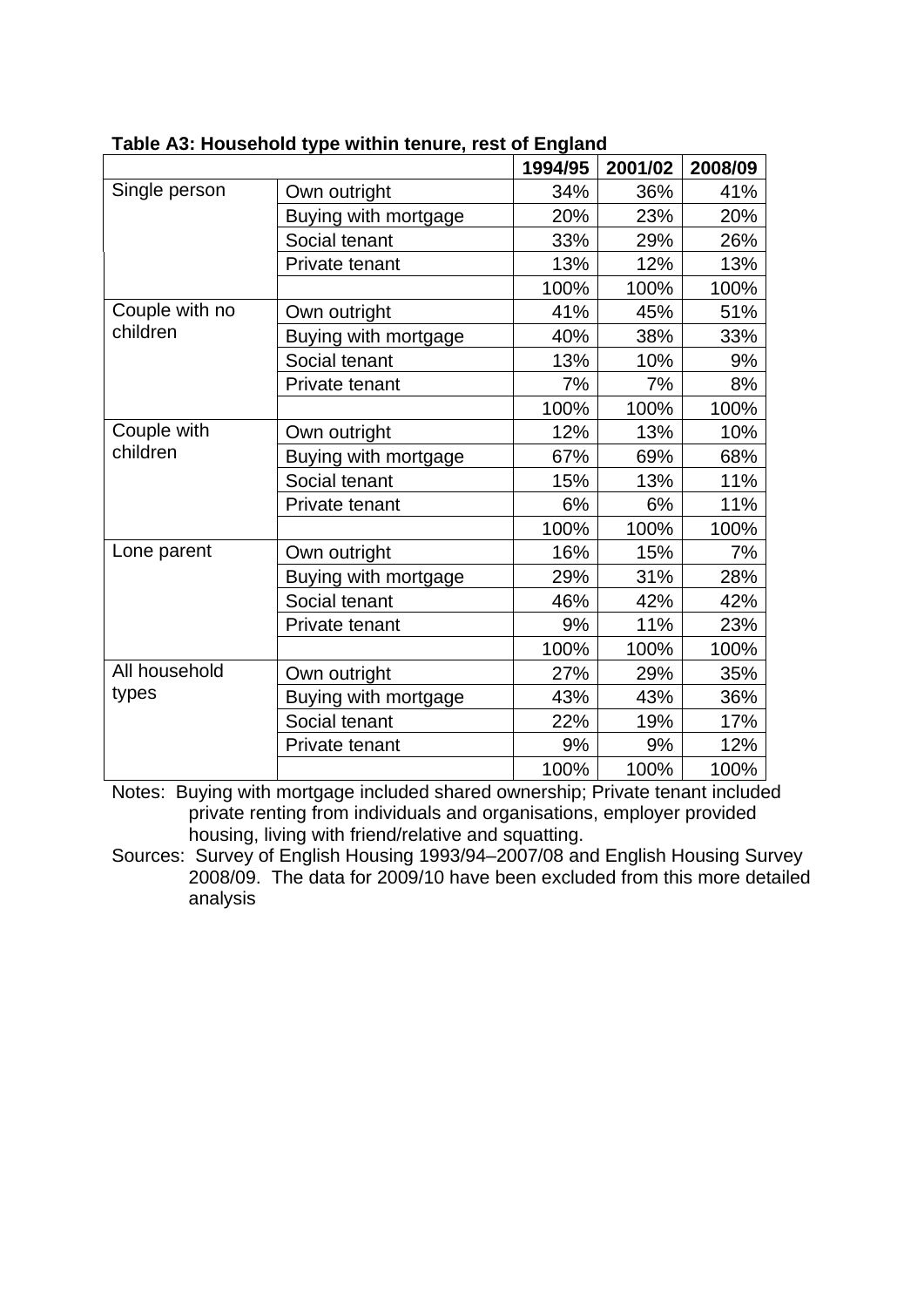**Table A3: Household type within tenure, rest of England**

| | | 1994/95 | 2001/02 | 2008/09 |
|---|---|---|---|---|
| Single person | Own outright | 34% | 36% | 41% |
| | Buying with mortgage | 20% | 23% | 20% |
| | Social tenant | 33% | 29% | 26% |
| | Private tenant | 13% | 12% | 13% |
| | | 100% | 100% | 100% |
| Couple with no children | Own outright | 41% | 45% | 51% |
| | Buying with mortgage | 40% | 38% | 33% |
| | Social tenant | 13% | 10% | 9% |
| | Private tenant | 7% | 7% | 8% |
| | | 100% | 100% | 100% |
| Couple with children | Own outright | 12% | 13% | 10% |
| | Buying with mortgage | 67% | 69% | 68% |
| | Social tenant | 15% | 13% | 11% |
| | Private tenant | 6% | 6% | 11% |
| | | 100% | 100% | 100% |
| Lone parent | Own outright | 16% | 15% | 7% |
| | Buying with mortgage | 29% | 31% | 28% |
| | Social tenant | 46% | 42% | 42% |
| | Private tenant | 9% | 11% | 23% |
| | | 100% | 100% | 100% |
| All household types | Own outright | 27% | 29% | 35% |
| | Buying with mortgage | 43% | 43% | 36% |
| | Social tenant | 22% | 19% | 17% |
| | Private tenant | 9% | 9% | 12% |
| | | 100% | 100% | 100% |

Notes: Buying with mortgage included shared ownership; Private tenant included private renting from individuals and organisations, employer provided housing, living with friend/relative and squatting.

Sources: Survey of English Housing 1993/94–2007/08 and English Housing Survey 2008/09. The data for 2009/10 have been excluded from this more detailed analysis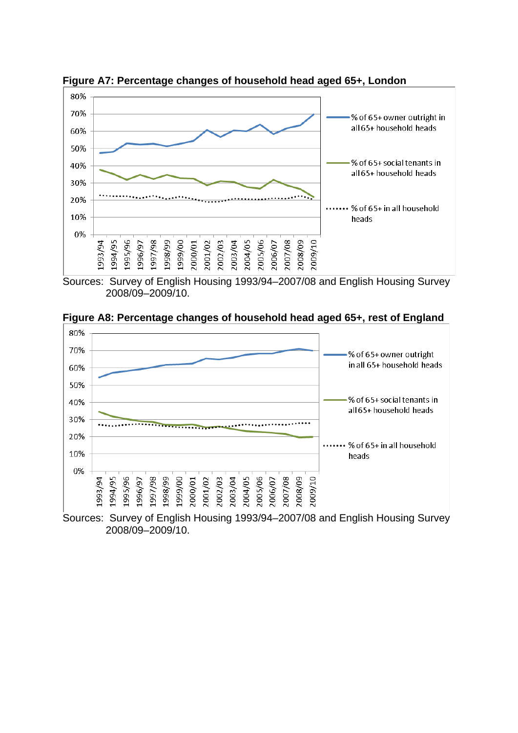**Figure A7: Percentage changes of household head aged 65+, London**

Sources: Survey of English Housing 1993/94–2007/08 and English Housing Survey 2008/09–2009/10.

**Figure A8: Percentage changes of household head aged 65+, rest of England**

Sources: Survey of English Housing 1993/94–2007/08 and English Housing Survey 2008/09–2009/10.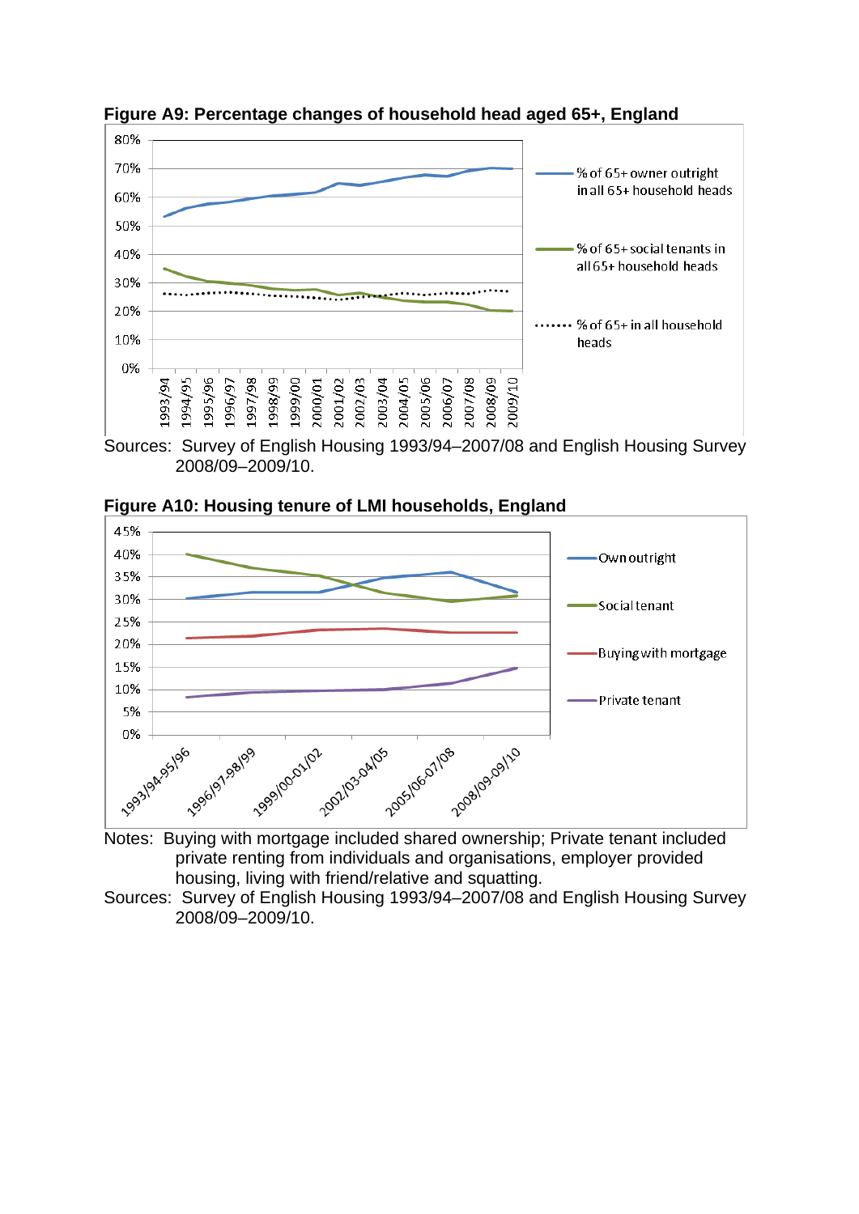**Figure A9: Percentage changes of household head aged 65+, England**

Sources: Survey of English Housing 1993/94–2007/08 and English Housing Survey 2008/09–2009/10.

**Figure A10: Housing tenure of LMI households, England**

Notes: Buying with mortgage included shared ownership; Private tenant included private renting from individuals and organisations, employer provided housing, living with friend/relative and squatting.

Sources: Survey of English Housing 1993/94–2007/08 and English Housing Survey 2008/09–2009/10.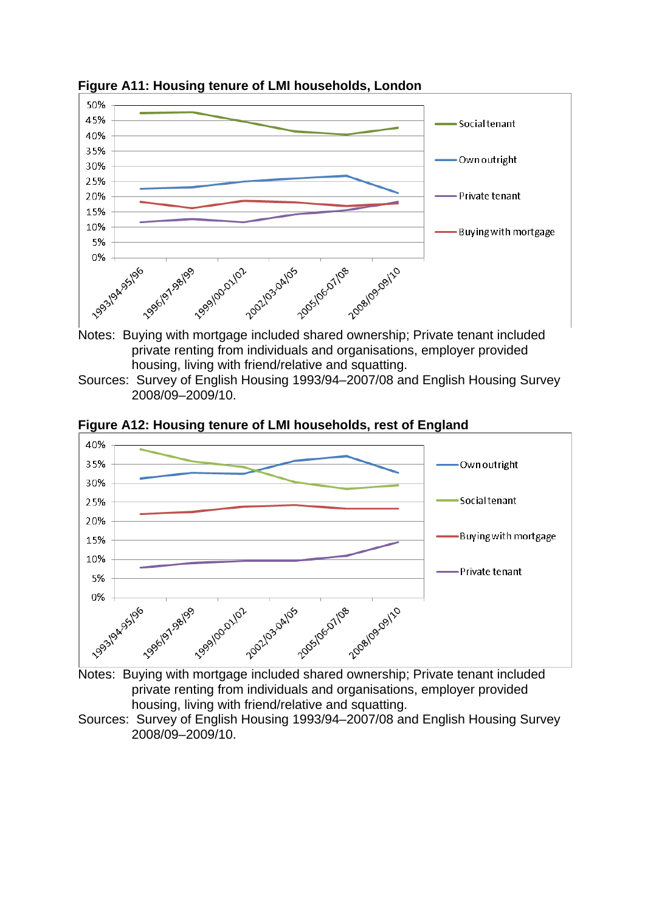**Figure A11: Housing tenure of LMI households, London**

Notes: Buying with mortgage included shared ownership; Private tenant included private renting from individuals and organisations, employer provided housing, living with friend/relative and squatting.

Sources: Survey of English Housing 1993/94–2007/08 and English Housing Survey 2008/09–2009/10.

**Figure A12: Housing tenure of LMI households, rest of England**

Notes: Buying with mortgage included shared ownership; Private tenant included private renting from individuals and organisations, employer provided housing, living with friend/relative and squatting.

Sources: Survey of English Housing 1993/94–2007/08 and English Housing Survey 2008/09–2009/10.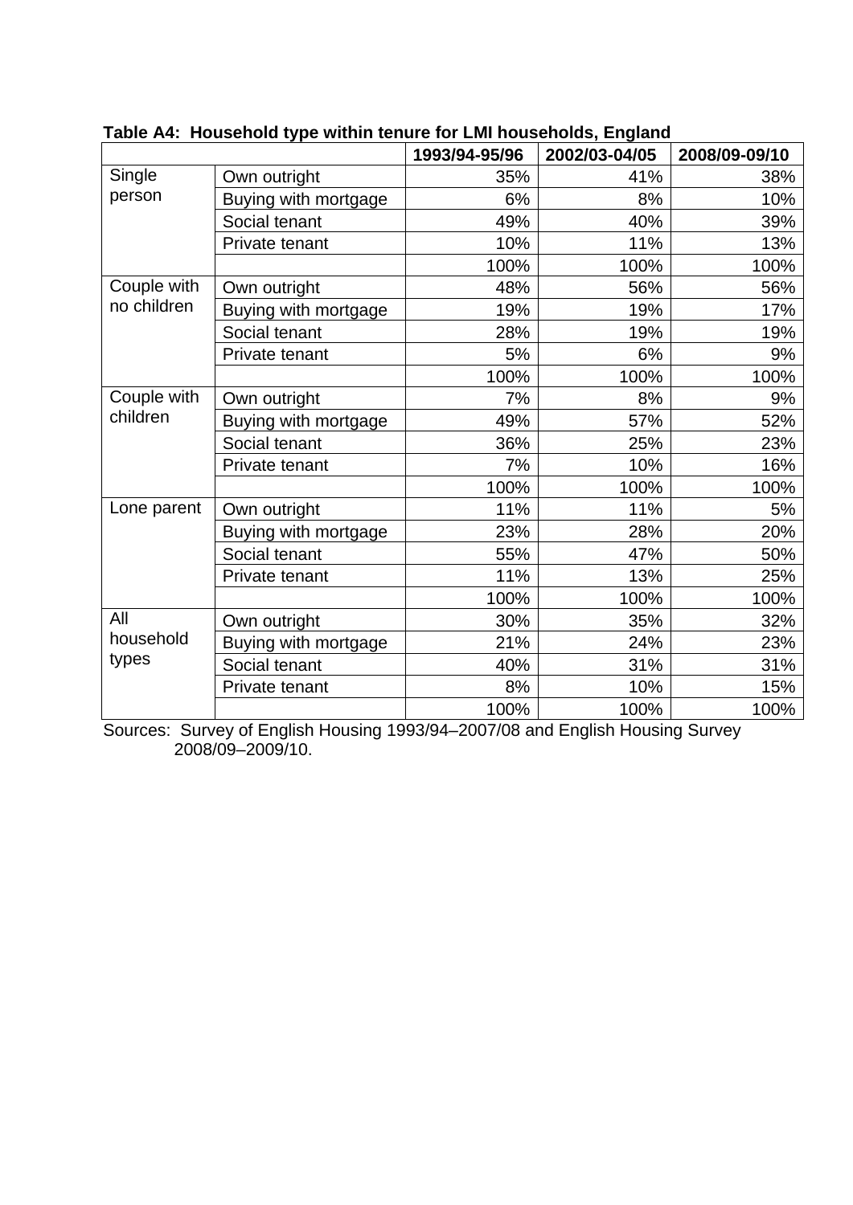**Table A4: Household type within tenure for LMI households, England**

| | | 1993/94-95/96 | 2002/03-04/05 | 2008/09-09/10 |
|---|---|---|---|---|
| Single person | Own outright | 35% | 41% | 38% |
| | Buying with mortgage | 6% | 8% | 10% |
| | Social tenant | 49% | 40% | 39% |
| | Private tenant | 10% | 11% | 13% |
| | | 100% | 100% | 100% |
| Couple with no children | Own outright | 48% | 56% | 56% |
| | Buying with mortgage | 19% | 19% | 17% |
| | Social tenant | 28% | 19% | 19% |
| | Private tenant | 5% | 6% | 9% |
| | | 100% | 100% | 100% |
| Couple with children | Own outright | 7% | 8% | 9% |
| | Buying with mortgage | 49% | 57% | 52% |
| | Social tenant | 36% | 25% | 23% |
| | Private tenant | 7% | 10% | 16% |
| | | 100% | 100% | 100% |
| Lone parent | Own outright | 11% | 11% | 5% |
| | Buying with mortgage | 23% | 28% | 20% |
| | Social tenant | 55% | 47% | 50% |
| | Private tenant | 11% | 13% | 25% |
| | | 100% | 100% | 100% |
| All household types | Own outright | 30% | 35% | 32% |
| | Buying with mortgage | 21% | 24% | 23% |
| | Social tenant | 40% | 31% | 31% |
| | Private tenant | 8% | 10% | 15% |
| | | 100% | 100% | 100% |

Sources: Survey of English Housing 1993/94–2007/08 and English Housing Survey 2008/09–2009/10.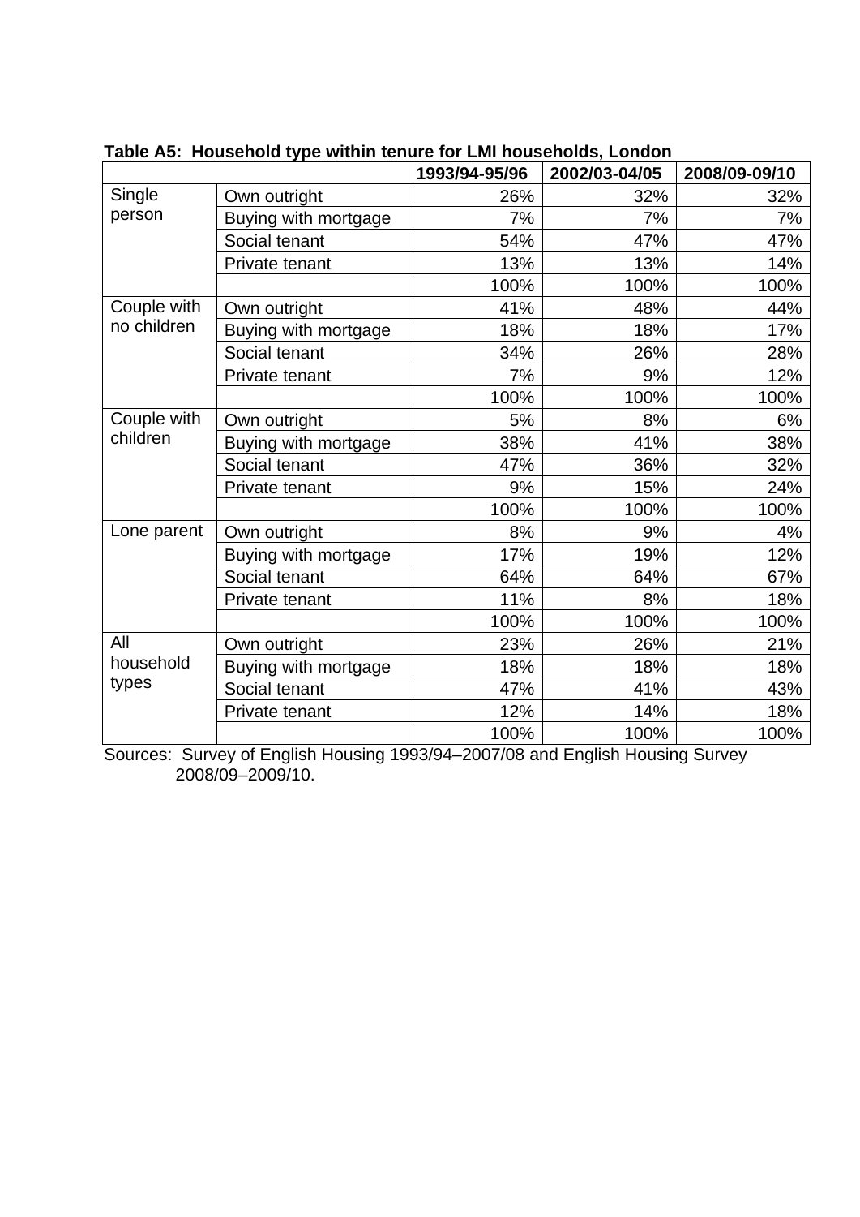**Table A5: Household type within tenure for LMI households, London**

| | | 1993/94-95/96 | 2002/03-04/05 | 2008/09-09/10 |
|---|---|---|---|---|
| Single person | Own outright | 26% | 32% | 32% |
| | Buying with mortgage | 7% | 7% | 7% |
| | Social tenant | 54% | 47% | 47% |
| | Private tenant | 13% | 13% | 14% |
| | | 100% | 100% | 100% |
| Couple with no children | Own outright | 41% | 48% | 44% |
| | Buying with mortgage | 18% | 18% | 17% |
| | Social tenant | 34% | 26% | 28% |
| | Private tenant | 7% | 9% | 12% |
| | | 100% | 100% | 100% |
| Couple with children | Own outright | 5% | 8% | 6% |
| | Buying with mortgage | 38% | 41% | 38% |
| | Social tenant | 47% | 36% | 32% |
| | Private tenant | 9% | 15% | 24% |
| | | 100% | 100% | 100% |
| Lone parent | Own outright | 8% | 9% | 4% |
| | Buying with mortgage | 17% | 19% | 12% |
| | Social tenant | 64% | 64% | 67% |
| | Private tenant | 11% | 8% | 18% |
| | | 100% | 100% | 100% |
| All household types | Own outright | 23% | 26% | 21% |
| | Buying with mortgage | 18% | 18% | 18% |
| | Social tenant | 47% | 41% | 43% |
| | Private tenant | 12% | 14% | 18% |
| | | 100% | 100% | 100% |

Sources: Survey of English Housing 1993/94–2007/08 and English Housing Survey 2008/09–2009/10.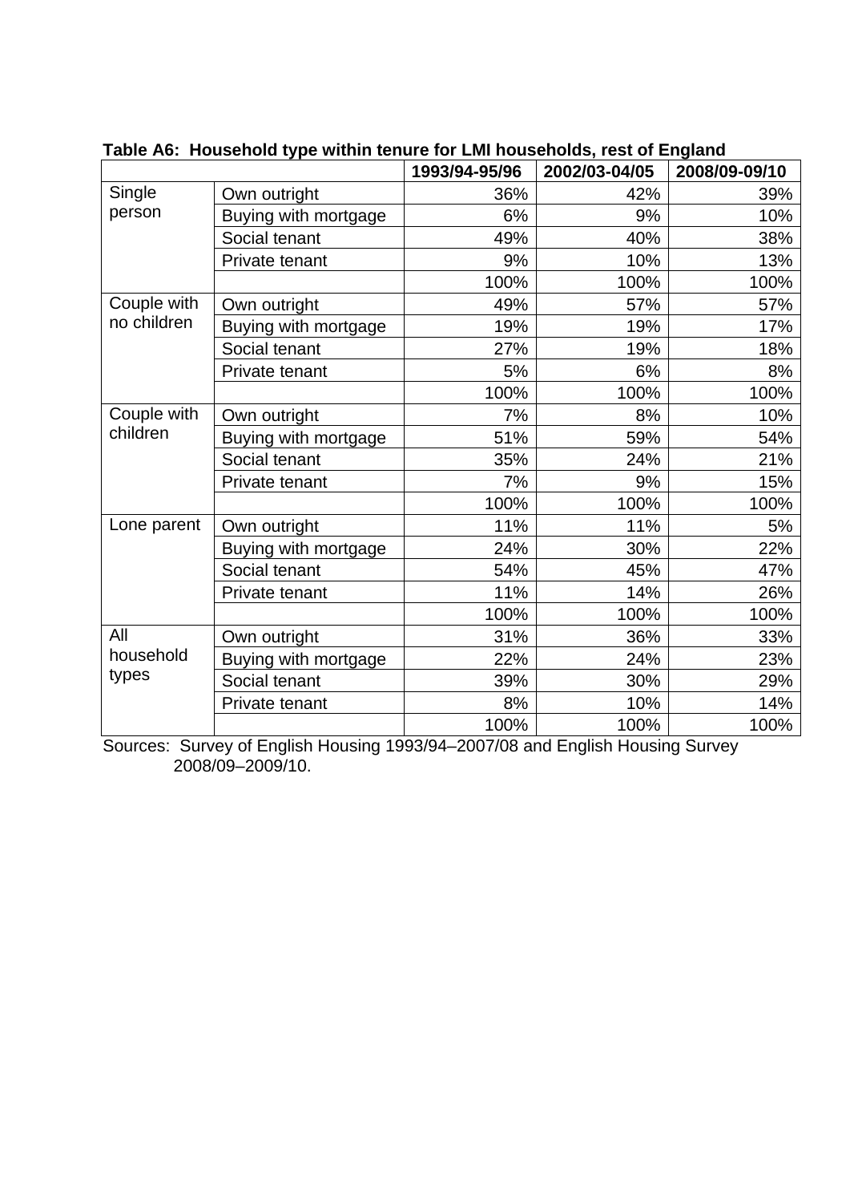**Table A6: Household type within tenure for LMI households, rest of England**

| | | 1993/94-95/96 | 2002/03-04/05 | 2008/09-09/10 |
|---|---|---|---|---|
| Single person | Own outright | 36% | 42% | 39% |
| | Buying with mortgage | 6% | 9% | 10% |
| | Social tenant | 49% | 40% | 38% |
| | Private tenant | 9% | 10% | 13% |
| | | 100% | 100% | 100% |
| Couple with no children | Own outright | 49% | 57% | 57% |
| | Buying with mortgage | 19% | 19% | 17% |
| | Social tenant | 27% | 19% | 18% |
| | Private tenant | 5% | 6% | 8% |
| | | 100% | 100% | 100% |
| Couple with children | Own outright | 7% | 8% | 10% |
| | Buying with mortgage | 51% | 59% | 54% |
| | Social tenant | 35% | 24% | 21% |
| | Private tenant | 7% | 9% | 15% |
| | | 100% | 100% | 100% |
| Lone parent | Own outright | 11% | 11% | 5% |
| | Buying with mortgage | 24% | 30% | 22% |
| | Social tenant | 54% | 45% | 47% |
| | Private tenant | 11% | 14% | 26% |
| | | 100% | 100% | 100% |
| All household types | Own outright | 31% | 36% | 33% |
| | Buying with mortgage | 22% | 24% | 23% |
| | Social tenant | 39% | 30% | 29% |
| | Private tenant | 8% | 10% | 14% |
| | | 100% | 100% | 100% |

Sources: Survey of English Housing 1993/94–2007/08 and English Housing Survey 2008/09–2009/10.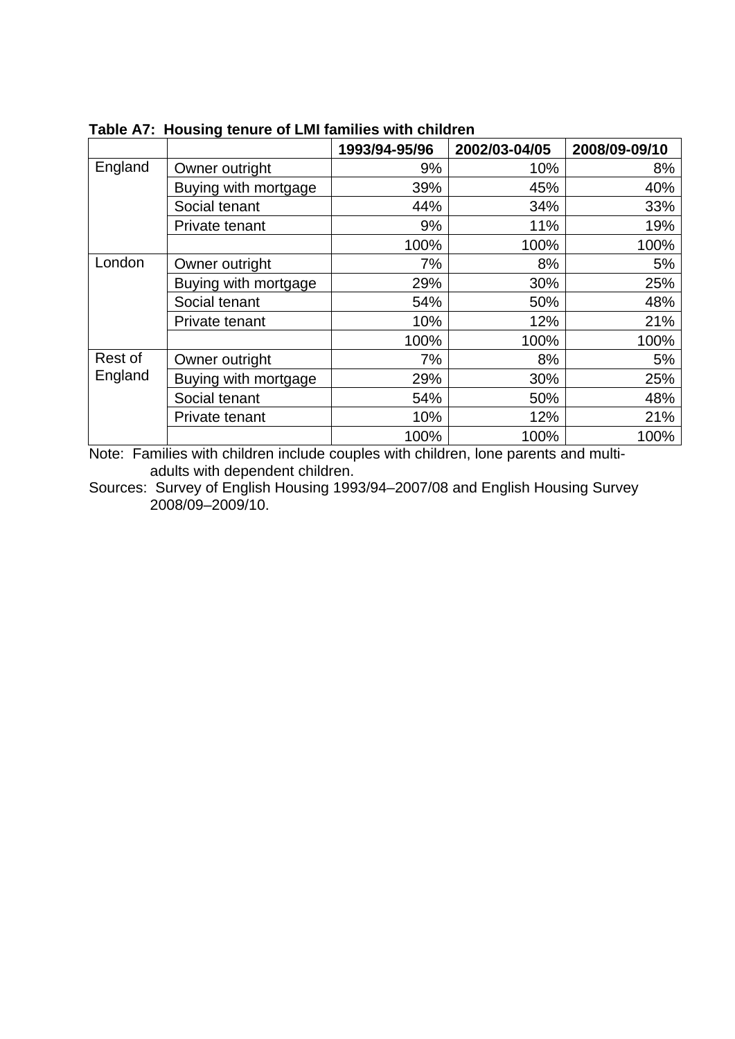**Table A7: Housing tenure of LMI families with children**

| | | 1993/94-95/96 | 2002/03-04/05 | 2008/09-09/10 |
|---|---|---|---|---|
| England | Owner outright | 9% | 10% | 8% |
| | Buying with mortgage | 39% | 45% | 40% |
| | Social tenant | 44% | 34% | 33% |
| | Private tenant | 9% | 11% | 19% |
| | | 100% | 100% | 100% |
| London | Owner outright | 7% | 8% | 5% |
| | Buying with mortgage | 29% | 30% | 25% |
| | Social tenant | 54% | 50% | 48% |
| | Private tenant | 10% | 12% | 21% |
| | | 100% | 100% | 100% |
| Rest of England | Owner outright | 7% | 8% | 5% |
| | Buying with mortgage | 29% | 30% | 25% |
| | Social tenant | 54% | 50% | 48% |
| | Private tenant | 10% | 12% | 21% |
| | | 100% | 100% | 100% |

Note: Families with children include couples with children, lone parents and multi-adults with dependent children.

Sources: Survey of English Housing 1993/94–2007/08 and English Housing Survey 2008/09–2009/10.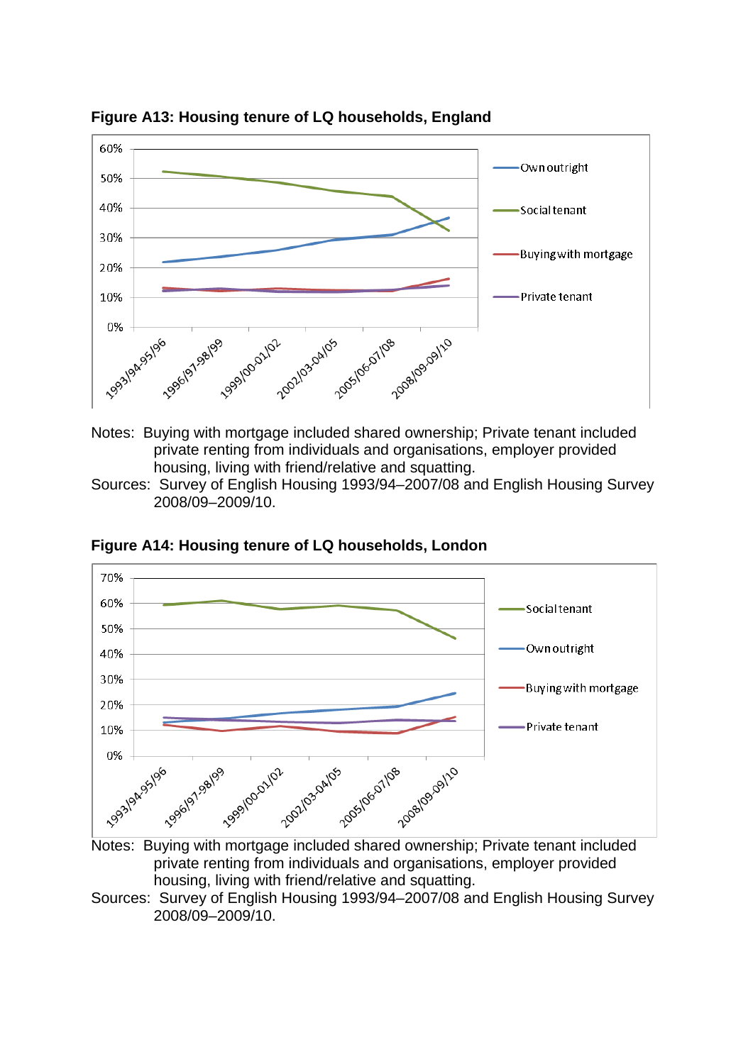**Figure A13: Housing tenure of LQ households, England**

Notes: Buying with mortgage included shared ownership; Private tenant included private renting from individuals and organisations, employer provided housing, living with friend/relative and squatting.

Sources: Survey of English Housing 1993/94–2007/08 and English Housing Survey 2008/09–2009/10.

**Figure A14: Housing tenure of LQ households, London**

Notes: Buying with mortgage included shared ownership; Private tenant included private renting from individuals and organisations, employer provided housing, living with friend/relative and squatting.

Sources: Survey of English Housing 1993/94–2007/08 and English Housing Survey 2008/09–2009/10.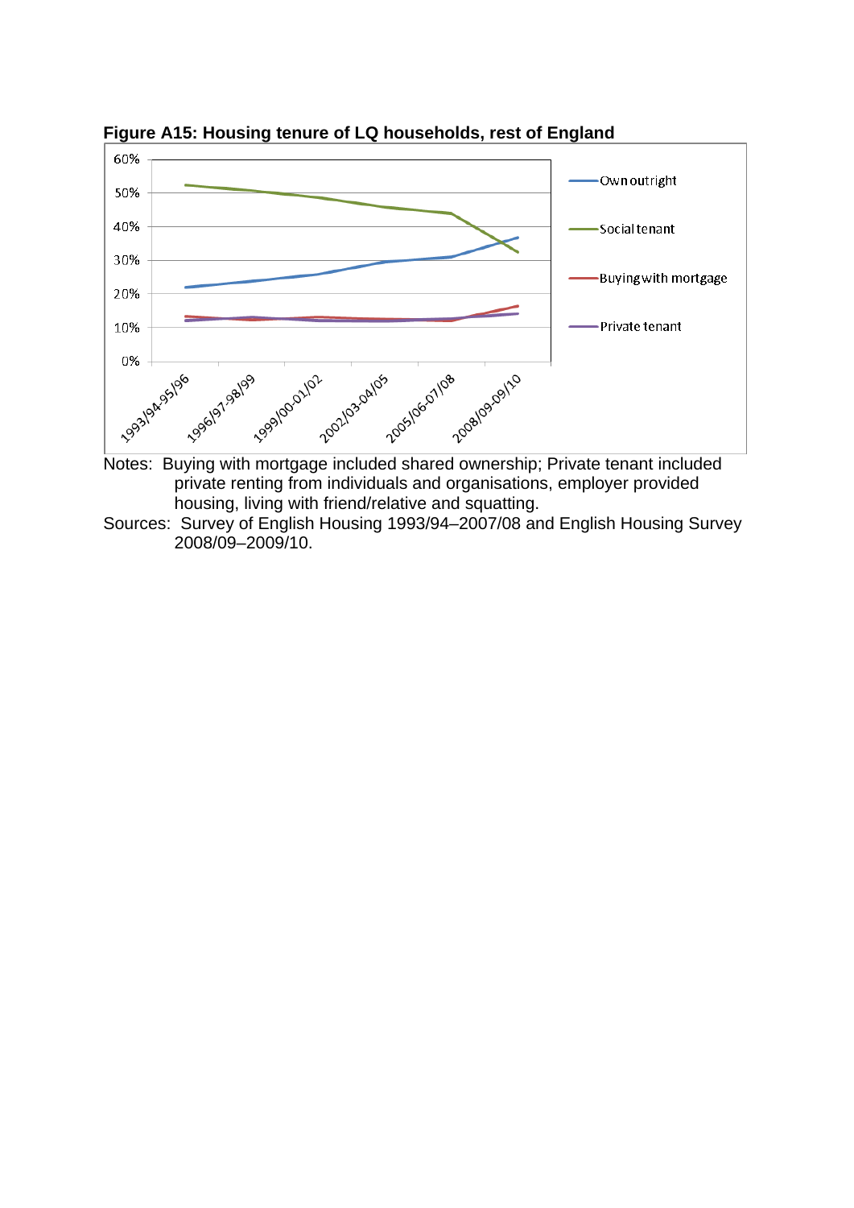**Figure A15: Housing tenure of LQ households, rest of England**

60%
50%
40%
30%
20%
10%
0%

1993/94-95/96
1996/97-98/99
1999/00-01/02
2002/03-04/05
2005/06-07/08
2008/09-09/10

Own outright
Social tenant
Buying with mortgage
Private tenant

Notes: Buying with mortgage included shared ownership; Private tenant included private renting from individuals and organisations, employer provided housing, living with friend/relative and squatting.

Sources: Survey of English Housing 1993/94–2007/08 and English Housing Survey 2008/09–2009/10.